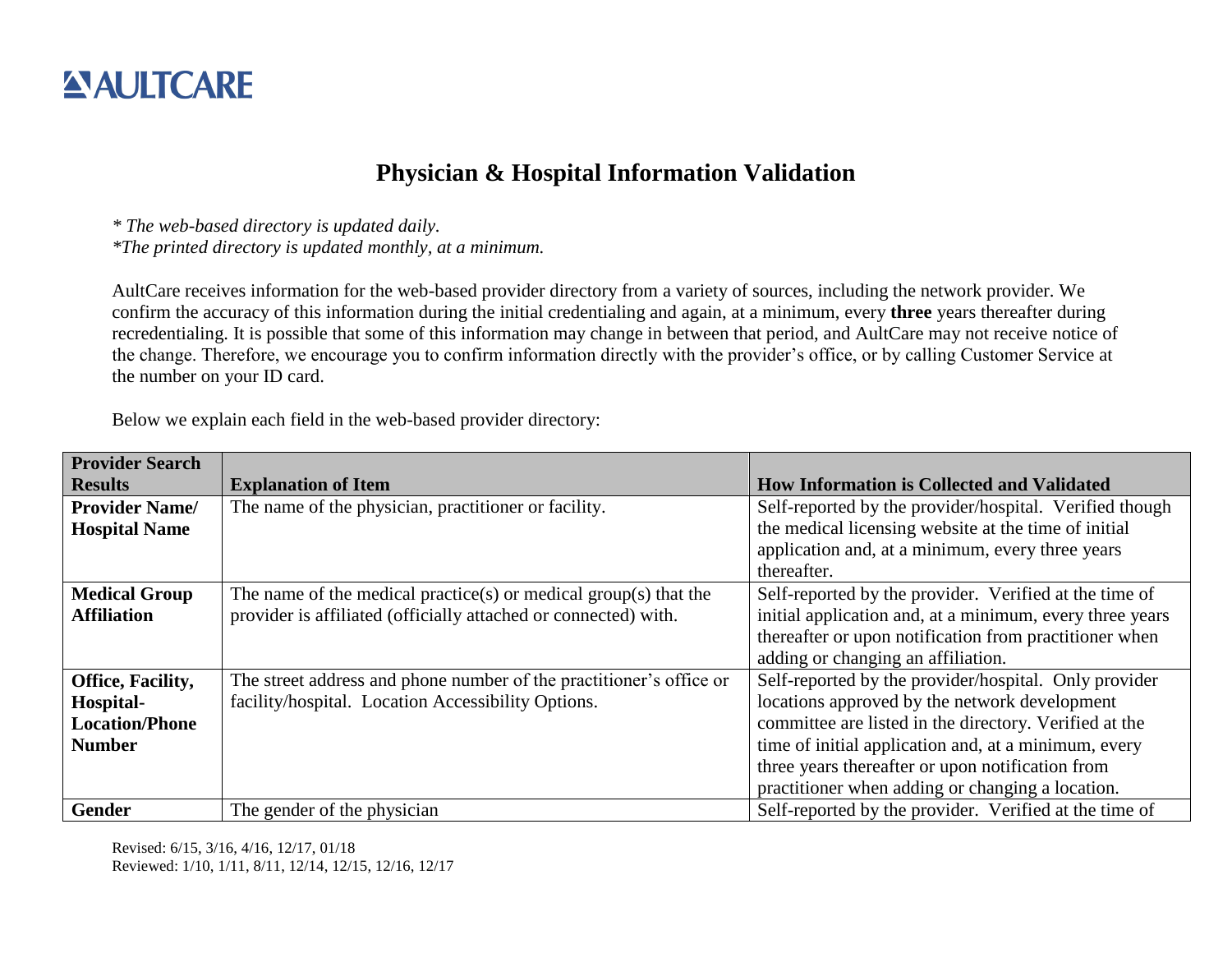AULTCARE

# Physician & Hospital Information Validation

*\* The web-based directory is updated daily.*
*\*The printed directory is updated monthly, at a minimum.*

AultCare receives information for the web-based provider directory from a variety of sources, including the network provider. We confirm the accuracy of this information during the initial credentialing and again, at a minimum, every **three** years thereafter during recredentialing. It is possible that some of this information may change in between that period, and AultCare may not receive notice of the change. Therefore, we encourage you to confirm information directly with the provider's office, or by calling Customer Service at the number on your ID card.

Below we explain each field in the web-based provider directory:

| Provider Search Results | Explanation of Item | How Information is Collected and Validated |
|---|---|---|
| **Provider Name/ Hospital Name** | The name of the physician, practitioner or facility. | Self-reported by the provider/hospital. Verified though the medical licensing website at the time of initial application and, at a minimum, every three years thereafter. |
| **Medical Group Affiliation** | The name of the medical practice(s) or medical group(s) that the provider is affiliated (officially attached or connected) with. | Self-reported by the provider. Verified at the time of initial application and, at a minimum, every three years thereafter or upon notification from practitioner when adding or changing an affiliation. |
| **Office, Facility, Hospital-Location/Phone Number** | The street address and phone number of the practitioner's office or facility/hospital. Location Accessibility Options. | Self-reported by the provider/hospital. Only provider locations approved by the network development committee are listed in the directory. Verified at the time of initial application and, at a minimum, every three years thereafter or upon notification from practitioner when adding or changing a location. |
| **Gender** | The gender of the physician | Self-reported by the provider. Verified at the time of |

Revised: 6/15, 3/16, 4/16, 12/17, 01/18
Reviewed: 1/10, 1/11, 8/11, 12/14, 12/15, 12/16, 12/17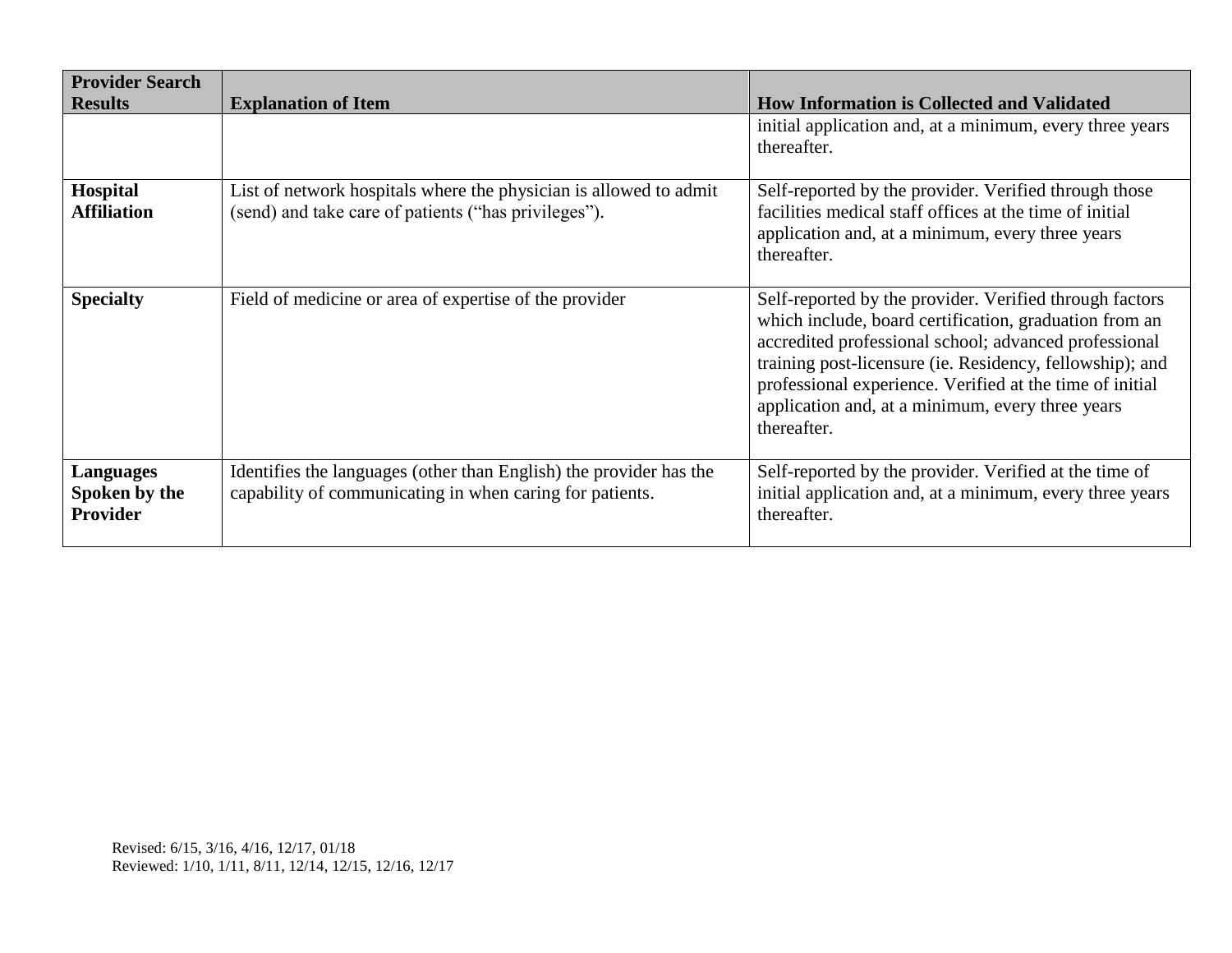| Provider Search Results | Explanation of Item | How Information is Collected and Validated |
|---|---|---|
| | | initial application and, at a minimum, every three years thereafter. |
| **Hospital Affiliation** | List of network hospitals where the physician is allowed to admit (send) and take care of patients ("has privileges"). | Self-reported by the provider. Verified through those facilities medical staff offices at the time of initial application and, at a minimum, every three years thereafter. |
| **Specialty** | Field of medicine or area of expertise of the provider | Self-reported by the provider. Verified through factors which include, board certification, graduation from an accredited professional school; advanced professional training post-licensure (ie. Residency, fellowship); and professional experience. Verified at the time of initial application and, at a minimum, every three years thereafter. |
| **Languages Spoken by the Provider** | Identifies the languages (other than English) the provider has the capability of communicating in when caring for patients. | Self-reported by the provider. Verified at the time of initial application and, at a minimum, every three years thereafter. |

Revised: 6/15, 3/16, 4/16, 12/17, 01/18
Reviewed: 1/10, 1/11, 8/11, 12/14, 12/15, 12/16, 12/17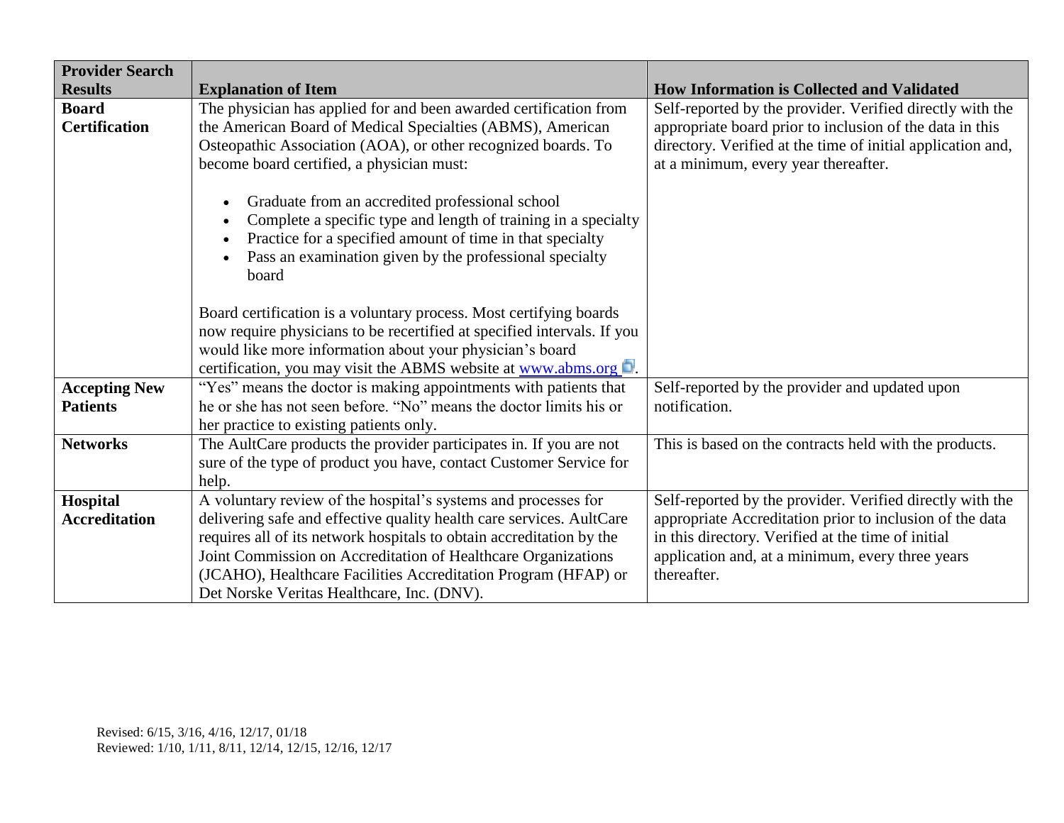| Provider Search Results | Explanation of Item | How Information is Collected and Validated |
| --- | --- | --- |
| **Board Certification** | The physician has applied for and been awarded certification from the American Board of Medical Specialties (ABMS), American Osteopathic Association (AOA), or other recognized boards. To become board certified, a physician must:<br><br>• Graduate from an accredited professional school<br>• Complete a specific type and length of training in a specialty<br>• Practice for a specified amount of time in that specialty<br>• Pass an examination given by the professional specialty board<br><br>Board certification is a voluntary process. Most certifying boards now require physicians to be recertified at specified intervals. If you would like more information about your physician's board certification, you may visit the ABMS website at www.abms.org. | Self-reported by the provider. Verified directly with the appropriate board prior to inclusion of the data in this directory. Verified at the time of initial application and, at a minimum, every year thereafter. |
| **Accepting New Patients** | "Yes" means the doctor is making appointments with patients that he or she has not seen before. "No" means the doctor limits his or her practice to existing patients only. | Self-reported by the provider and updated upon notification. |
| **Networks** | The AultCare products the provider participates in. If you are not sure of the type of product you have, contact Customer Service for help. | This is based on the contracts held with the products. |
| **Hospital Accreditation** | A voluntary review of the hospital's systems and processes for delivering safe and effective quality health care services. AultCare requires all of its network hospitals to obtain accreditation by the Joint Commission on Accreditation of Healthcare Organizations (JCAHO), Healthcare Facilities Accreditation Program (HFAP) or Det Norske Veritas Healthcare, Inc. (DNV). | Self-reported by the provider. Verified directly with the appropriate Accreditation prior to inclusion of the data in this directory. Verified at the time of initial application and, at a minimum, every three years thereafter. |

Revised: 6/15, 3/16, 4/16, 12/17, 01/18
Reviewed: 1/10, 1/11, 8/11, 12/14, 12/15, 12/16, 12/17